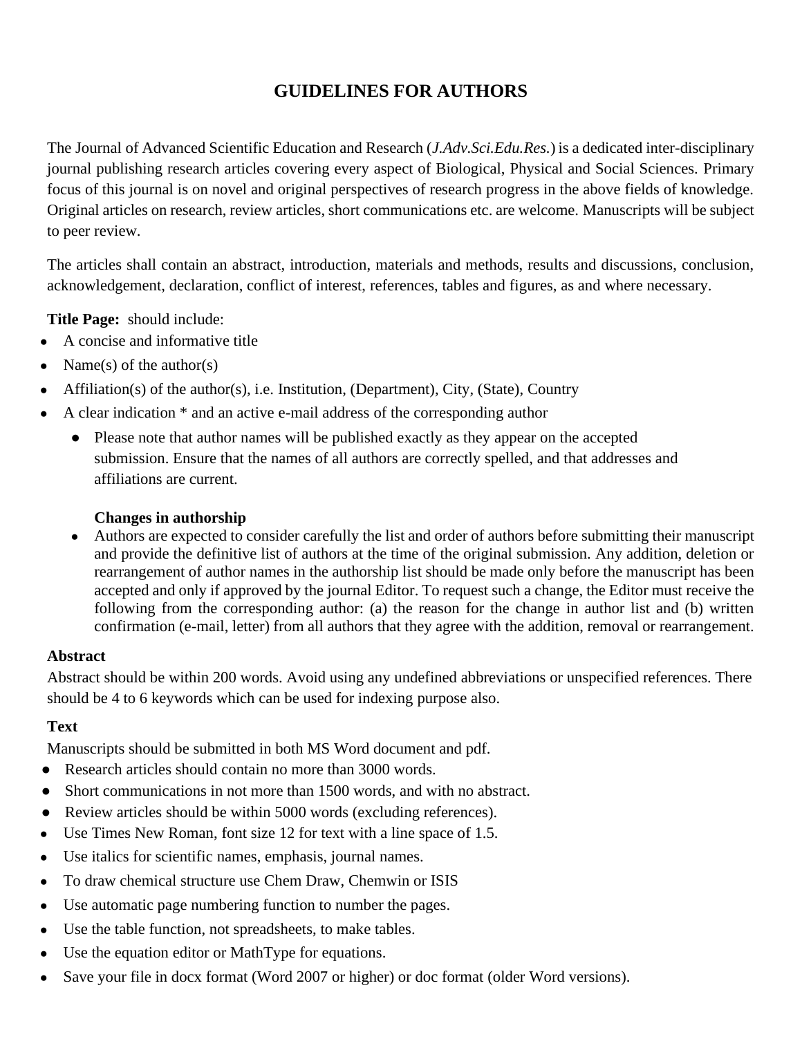# GUIDELINES FOR AUTHORS

The Journal of Advanced Scientific Education and Research (*J.Adv.Sci.Edu.Res.*) is a dedicated inter-disciplinary journal publishing research articles covering every aspect of Biological, Physical and Social Sciences. Primary focus of this journal is on novel and original perspectives of research progress in the above fields of knowledge. Original articles on research, review articles, short communications etc. are welcome. Manuscripts will be subject to peer review.

The articles shall contain an abstract, introduction, materials and methods, results and discussions, conclusion, acknowledgement, declaration, conflict of interest, references, tables and figures, as and where necessary.

**Title Page:** should include:

- A concise and informative title
- Name(s) of the author(s)
- Affiliation(s) of the author(s), i.e. Institution, (Department), City, (State), Country
- A clear indication * and an active e-mail address of the corresponding author
  - Please note that author names will be published exactly as they appear on the accepted submission. Ensure that the names of all authors are correctly spelled, and that addresses and affiliations are current.

  **Changes in authorship**

  - Authors are expected to consider carefully the list and order of authors before submitting their manuscript and provide the definitive list of authors at the time of the original submission. Any addition, deletion or rearrangement of author names in the authorship list should be made only before the manuscript has been accepted and only if approved by the journal Editor. To request such a change, the Editor must receive the following from the corresponding author: (a) the reason for the change in author list and (b) written confirmation (e-mail, letter) from all authors that they agree with the addition, removal or rearrangement.

**Abstract**

Abstract should be within 200 words. Avoid using any undefined abbreviations or unspecified references. There should be 4 to 6 keywords which can be used for indexing purpose also.

**Text**

Manuscripts should be submitted in both MS Word document and pdf.

- Research articles should contain no more than 3000 words.
- Short communications in not more than 1500 words, and with no abstract.
- Review articles should be within 5000 words (excluding references).
- Use Times New Roman, font size 12 for text with a line space of 1.5.
- Use italics for scientific names, emphasis, journal names.
- To draw chemical structure use Chem Draw, Chemwin or ISIS
- Use automatic page numbering function to number the pages.
- Use the table function, not spreadsheets, to make tables.
- Use the equation editor or MathType for equations.
- Save your file in docx format (Word 2007 or higher) or doc format (older Word versions).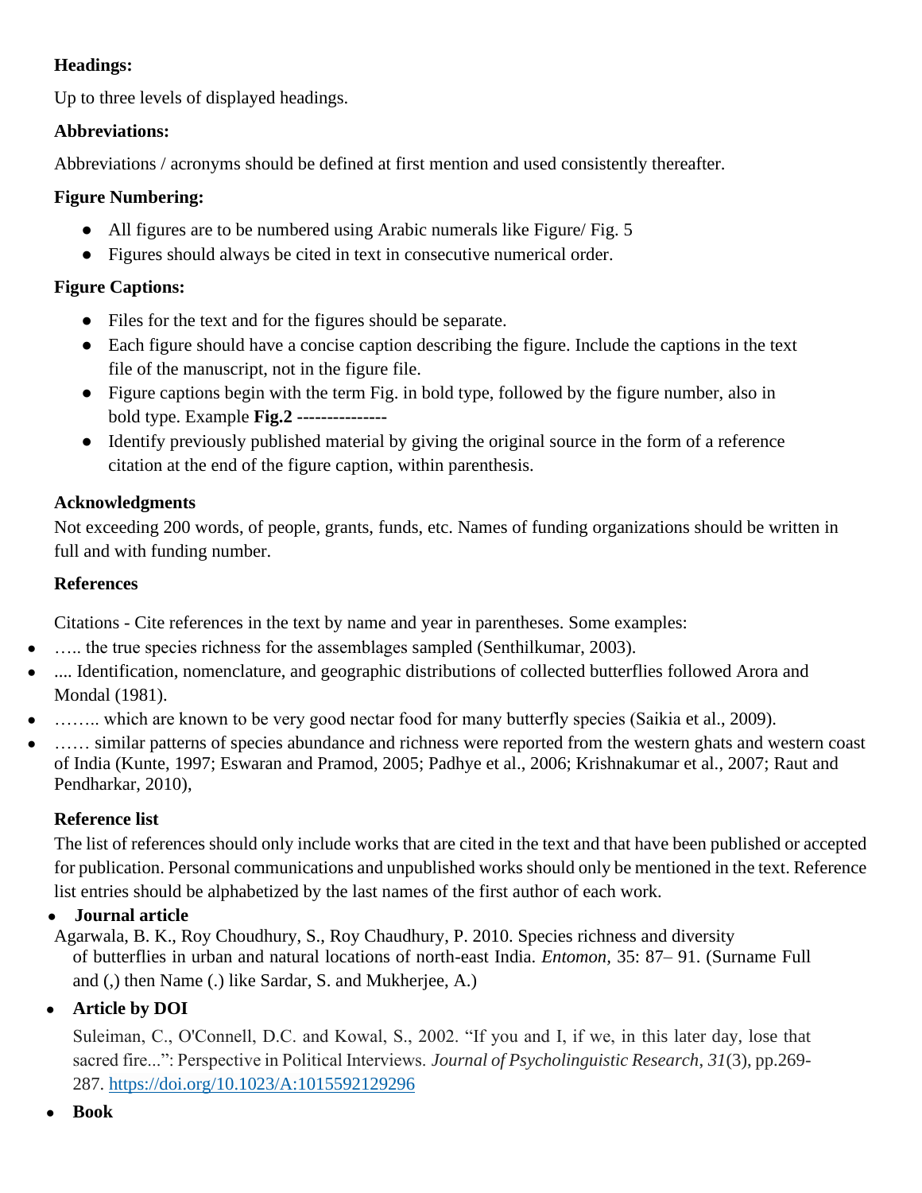**Headings:**

Up to three levels of displayed headings.

**Abbreviations:**

Abbreviations / acronyms should be defined at first mention and used consistently thereafter.

**Figure Numbering:**

- All figures are to be numbered using Arabic numerals like Figure/ Fig. 5
- Figures should always be cited in text in consecutive numerical order.

**Figure Captions:**

- Files for the text and for the figures should be separate.
- Each figure should have a concise caption describing the figure. Include the captions in the text file of the manuscript, not in the figure file.
- Figure captions begin with the term Fig. in bold type, followed by the figure number, also in bold type. Example **Fig.2 ---------------**
- Identify previously published material by giving the original source in the form of a reference citation at the end of the figure caption, within parenthesis.

**Acknowledgments**

Not exceeding 200 words, of people, grants, funds, etc. Names of funding organizations should be written in full and with funding number.

**References**

Citations - Cite references in the text by name and year in parentheses. Some examples:

- ….. the true species richness for the assemblages sampled (Senthilkumar, 2003).
- .... Identification, nomenclature, and geographic distributions of collected butterflies followed Arora and Mondal (1981).
- …….. which are known to be very good nectar food for many butterfly species (Saikia et al., 2009).
- …… similar patterns of species abundance and richness were reported from the western ghats and western coast of India (Kunte, 1997; Eswaran and Pramod, 2005; Padhye et al., 2006; Krishnakumar et al., 2007; Raut and Pendharkar, 2010),

**Reference list**

The list of references should only include works that are cited in the text and that have been published or accepted for publication. Personal communications and unpublished works should only be mentioned in the text. Reference list entries should be alphabetized by the last names of the first author of each work.

- **Journal article**

Agarwala, B. K., Roy Choudhury, S., Roy Chaudhury, P. 2010. Species richness and diversity of butterflies in urban and natural locations of north-east India. *Entomon*, 35: 87– 91. (Surname Full and (,) then Name (.) like Sardar, S. and Mukherjee, A.)

- **Article by DOI**

Suleiman, C., O'Connell, D.C. and Kowal, S., 2002. "If you and I, if we, in this later day, lose that sacred fire...": Perspective in Political Interviews. *Journal of Psycholinguistic Research*, *31*(3), pp.269-287. https://doi.org/10.1023/A:1015592129296

- **Book**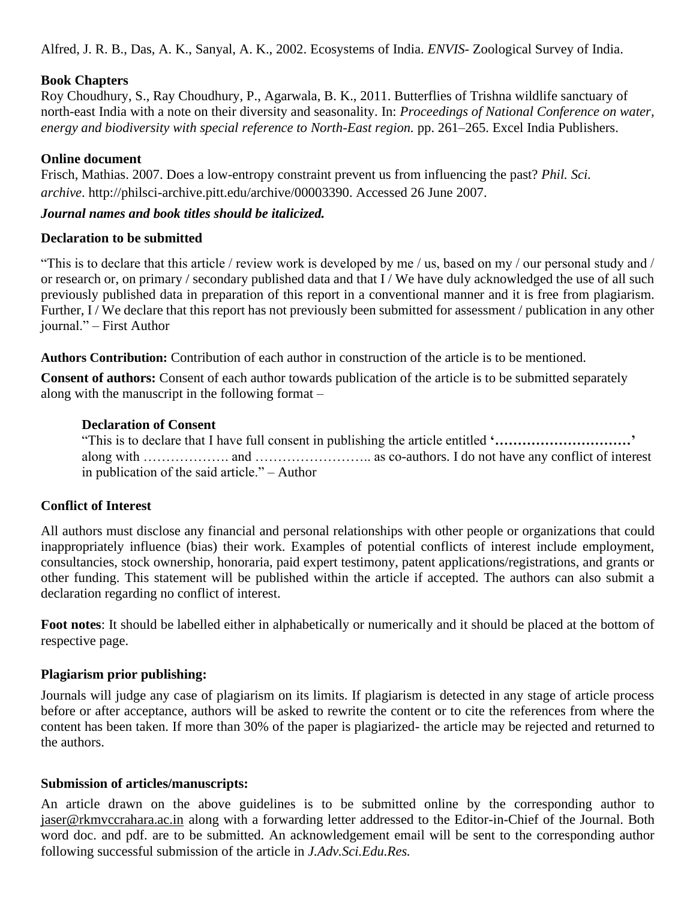Alfred, J. R. B., Das, A. K., Sanyal, A. K., 2002. Ecosystems of India. *ENVIS*- Zoological Survey of India.

**Book Chapters**

Roy Choudhury, S., Ray Choudhury, P., Agarwala, B. K., 2011. Butterflies of Trishna wildlife sanctuary of north-east India with a note on their diversity and seasonality. In: *Proceedings of National Conference on water, energy and biodiversity with special reference to North-East region.* pp. 261–265. Excel India Publishers.

**Online document**

Frisch, Mathias. 2007. Does a low-entropy constraint prevent us from influencing the past? *Phil. Sci. archive*. http://philsci-archive.pitt.edu/archive/00003390. Accessed 26 June 2007.

***Journal names and book titles should be italicized.***

**Declaration to be submitted**

"This is to declare that this article / review work is developed by me / us, based on my / our personal study and / or research or, on primary / secondary published data and that I / We have duly acknowledged the use of all such previously published data in preparation of this report in a conventional manner and it is free from plagiarism. Further, I / We declare that this report has not previously been submitted for assessment / publication in any other journal." – First Author

**Authors Contribution:** Contribution of each author in construction of the article is to be mentioned.

**Consent of authors:** Consent of each author towards publication of the article is to be submitted separately along with the manuscript in the following format –

> **Declaration of Consent**
>
> "This is to declare that I have full consent in publishing the article entitled **'…………………………'** along with ………………. and …………………….. as co-authors. I do not have any conflict of interest in publication of the said article." – Author

**Conflict of Interest**

All authors must disclose any financial and personal relationships with other people or organizations that could inappropriately influence (bias) their work. Examples of potential conflicts of interest include employment, consultancies, stock ownership, honoraria, paid expert testimony, patent applications/registrations, and grants or other funding. This statement will be published within the article if accepted. The authors can also submit a declaration regarding no conflict of interest.

**Foot notes**: It should be labelled either in alphabetically or numerically and it should be placed at the bottom of respective page.

**Plagiarism prior publishing:**

Journals will judge any case of plagiarism on its limits. If plagiarism is detected in any stage of article process before or after acceptance, authors will be asked to rewrite the content or to cite the references from where the content has been taken. If more than 30% of the paper is plagiarized- the article may be rejected and returned to the authors.

**Submission of articles/manuscripts:**

An article drawn on the above guidelines is to be submitted online by the corresponding author to jaser@rkmvccrahara.ac.in along with a forwarding letter addressed to the Editor-in-Chief of the Journal. Both word doc. and pdf. are to be submitted. An acknowledgement email will be sent to the corresponding author following successful submission of the article in *J.Adv.Sci.Edu.Res.*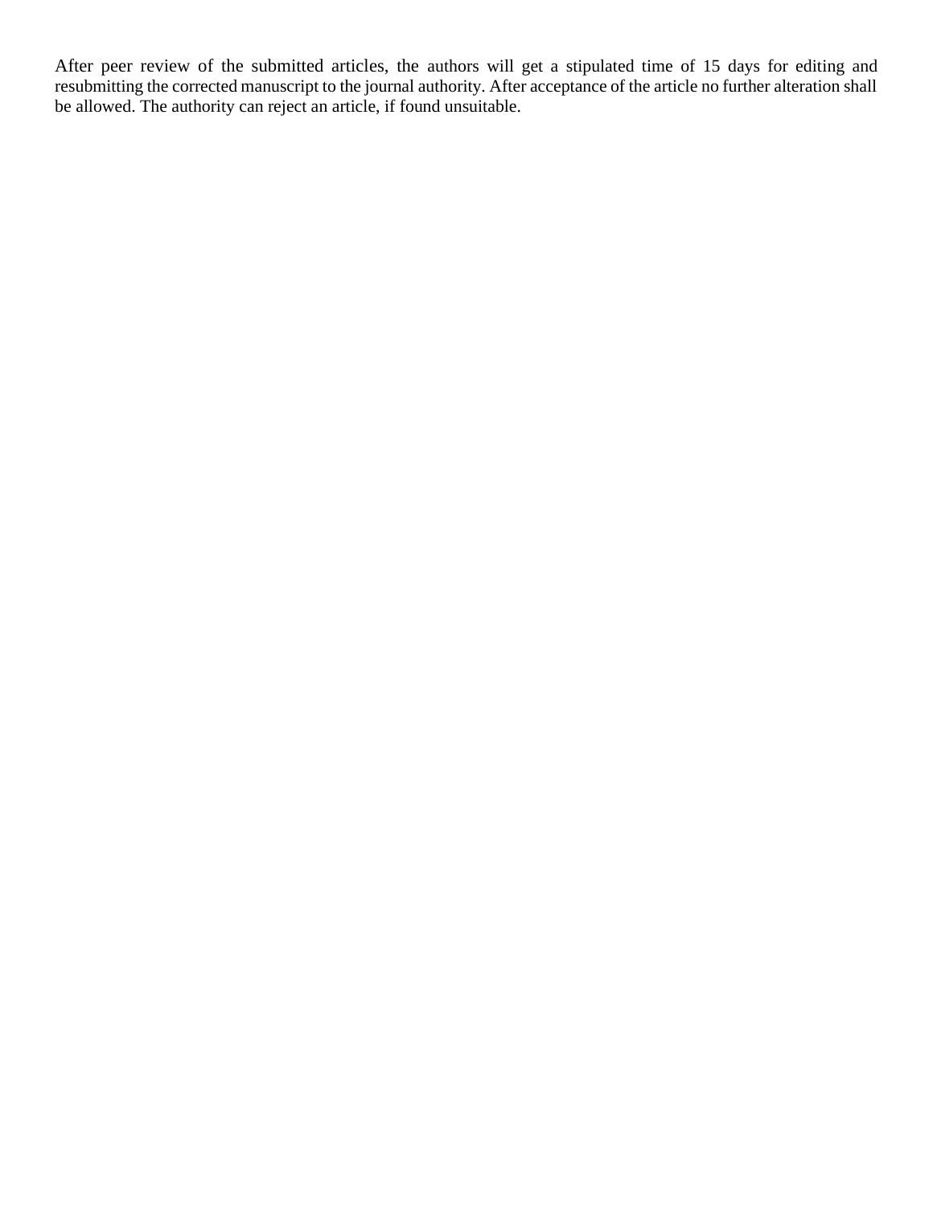After peer review of the submitted articles, the authors will get a stipulated time of 15 days for editing and resubmitting the corrected manuscript to the journal authority. After acceptance of the article no further alteration shall be allowed. The authority can reject an article, if found unsuitable.